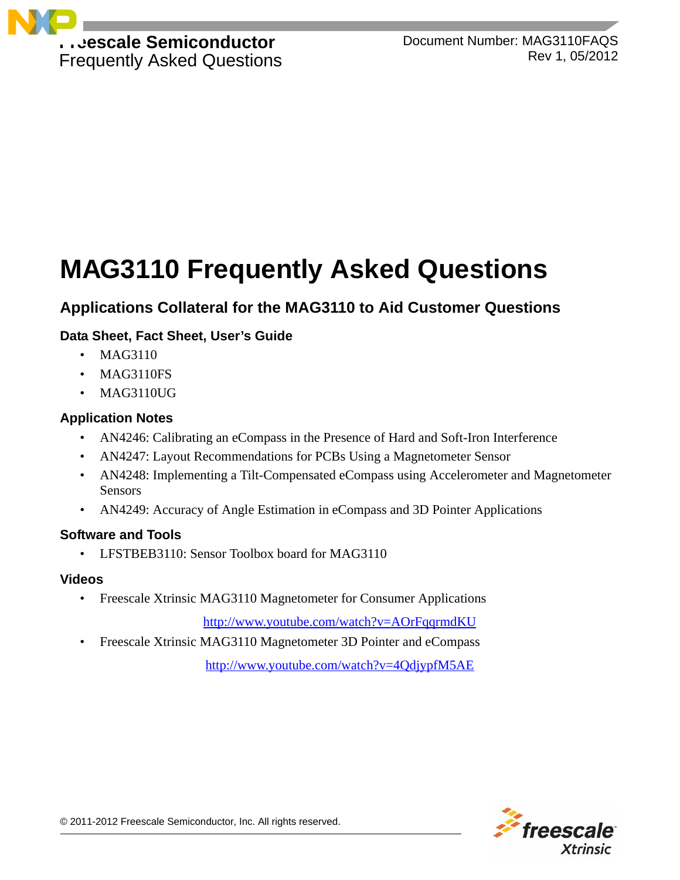# MAG3110 Frequently Asked Questions

## Applications Collateral for the MAG3110 to Aid Customer Questions

### Data Sheet, Fact Sheet, User's Guide

- MAG3110
- MAG3110FS
- MAG3110UG

### Application Notes

- AN4246: Calibrating an eCompass in the Presence of Hard and Soft-Iron Interference
- AN4247: Layout Recommendations for PCBs Using a Magnetometer Sensor
- AN4248: Implementing a Tilt-Compensated eCompass using Accelerometer and Magnetometer Sensors
- AN4249: Accuracy of Angle Estimation in eCompass and 3D Pointer Applications

### Software and Tools

- LFSTBEB3110: Sensor Toolbox board for MAG3110

### Videos

- Freescale Xtrinsic MAG3110 Magnetometer for Consumer Applications

  http://www.youtube.com/watch?v=AOrFqqrmdKU

- Freescale Xtrinsic MAG3110 Magnetometer 3D Pointer and eCompass

  http://www.youtube.com/watch?v=4QdjypfM5AE

© 2011-2012 Freescale Semiconductor, Inc. All rights reserved.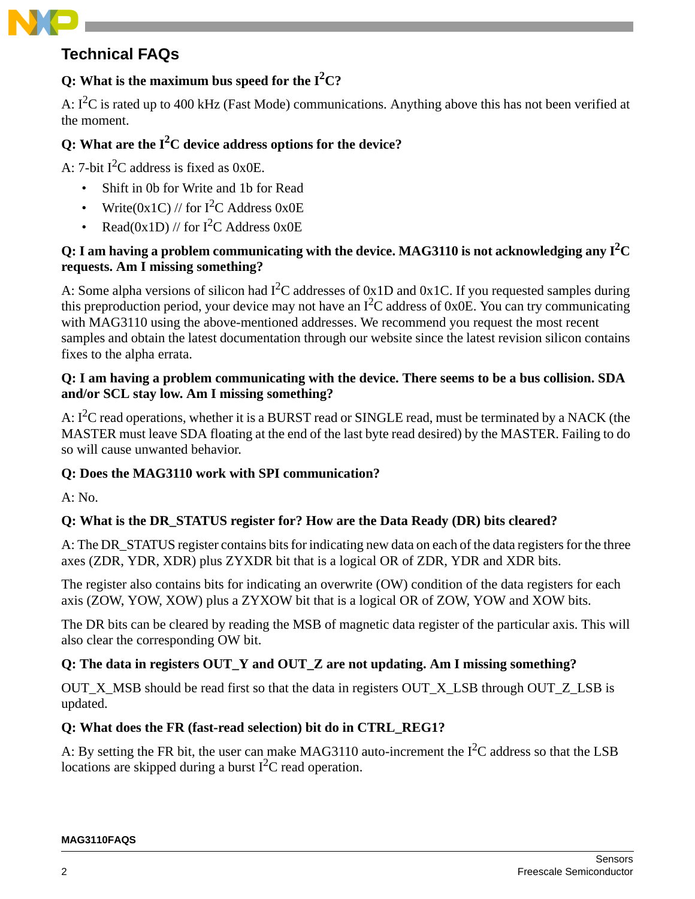## Technical FAQs

**Q: What is the maximum bus speed for the $I^2C$?**

A: $I^2C$ is rated up to 400 kHz (Fast Mode) communications. Anything above this has not been verified at the moment.

**Q: What are the $I^2C$ device address options for the device?**

A: 7-bit $I^2C$ address is fixed as 0x0E.

- Shift in 0b for Write and 1b for Read
- Write(0x1C) // for $I^2C$ Address 0x0E
- Read(0x1D) // for $I^2C$ Address 0x0E

**Q: I am having a problem communicating with the device. MAG3110 is not acknowledging any $I^2C$ requests. Am I missing something?**

A: Some alpha versions of silicon had $I^2C$ addresses of 0x1D and 0x1C. If you requested samples during this preproduction period, your device may not have an $I^2C$ address of 0x0E. You can try communicating with MAG3110 using the above-mentioned addresses. We recommend you request the most recent samples and obtain the latest documentation through our website since the latest revision silicon contains fixes to the alpha errata.

**Q: I am having a problem communicating with the device. There seems to be a bus collision. SDA and/or SCL stay low. Am I missing something?**

A: $I^2C$ read operations, whether it is a BURST read or SINGLE read, must be terminated by a NACK (the MASTER must leave SDA floating at the end of the last byte read desired) by the MASTER. Failing to do so will cause unwanted behavior.

**Q: Does the MAG3110 work with SPI communication?**

A: No.

**Q: What is the DR_STATUS register for? How are the Data Ready (DR) bits cleared?**

A: The DR_STATUS register contains bits for indicating new data on each of the data registers for the three axes (ZDR, YDR, XDR) plus ZYXDR bit that is a logical OR of ZDR, YDR and XDR bits.

The register also contains bits for indicating an overwrite (OW) condition of the data registers for each axis (ZOW, YOW, XOW) plus a ZYXOW bit that is a logical OR of ZOW, YOW and XOW bits.

The DR bits can be cleared by reading the MSB of magnetic data register of the particular axis. This will also clear the corresponding OW bit.

**Q: The data in registers OUT_Y and OUT_Z are not updating. Am I missing something?**

OUT_X_MSB should be read first so that the data in registers OUT_X_LSB through OUT_Z_LSB is updated.

**Q: What does the FR (fast-read selection) bit do in CTRL_REG1?**

A: By setting the FR bit, the user can make MAG3110 auto-increment the $I^2C$ address so that the LSB locations are skipped during a burst $I^2C$ read operation.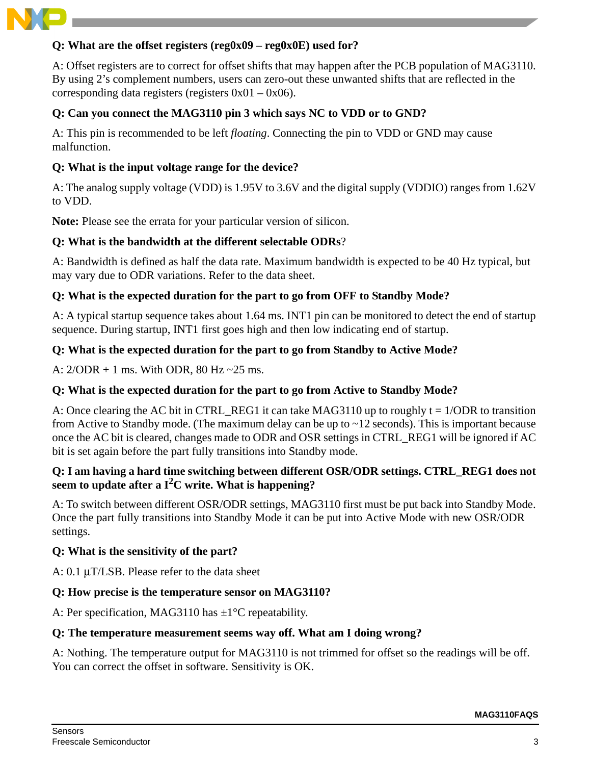**Q: What are the offset registers (reg0x09 – reg0x0E) used for?**

A: Offset registers are to correct for offset shifts that may happen after the PCB population of MAG3110. By using 2's complement numbers, users can zero-out these unwanted shifts that are reflected in the corresponding data registers (registers 0x01 – 0x06).

**Q: Can you connect the MAG3110 pin 3 which says NC to VDD or to GND?**

A: This pin is recommended to be left *floating*. Connecting the pin to VDD or GND may cause malfunction.

**Q: What is the input voltage range for the device?**

A: The analog supply voltage (VDD) is 1.95V to 3.6V and the digital supply (VDDIO) ranges from 1.62V to VDD.

**Note:** Please see the errata for your particular version of silicon.

**Q: What is the bandwidth at the different selectable ODRs?**

A: Bandwidth is defined as half the data rate. Maximum bandwidth is expected to be 40 Hz typical, but may vary due to ODR variations. Refer to the data sheet.

**Q: What is the expected duration for the part to go from OFF to Standby Mode?**

A: A typical startup sequence takes about 1.64 ms. INT1 pin can be monitored to detect the end of startup sequence. During startup, INT1 first goes high and then low indicating end of startup.

**Q: What is the expected duration for the part to go from Standby to Active Mode?**

A: 2/ODR + 1 ms. With ODR, 80 Hz ~25 ms.

**Q: What is the expected duration for the part to go from Active to Standby Mode?**

A: Once clearing the AC bit in CTRL_REG1 it can take MAG3110 up to roughly t = 1/ODR to transition from Active to Standby mode. (The maximum delay can be up to ~12 seconds). This is important because once the AC bit is cleared, changes made to ODR and OSR settings in CTRL_REG1 will be ignored if AC bit is set again before the part fully transitions into Standby mode.

**Q: I am having a hard time switching between different OSR/ODR settings. CTRL_REG1 does not seem to update after a I²C write. What is happening?**

A: To switch between different OSR/ODR settings, MAG3110 first must be put back into Standby Mode. Once the part fully transitions into Standby Mode it can be put into Active Mode with new OSR/ODR settings.

**Q: What is the sensitivity of the part?**

A: 0.1 µT/LSB. Please refer to the data sheet

**Q: How precise is the temperature sensor on MAG3110?**

A: Per specification, MAG3110 has ±1°C repeatability.

**Q: The temperature measurement seems way off. What am I doing wrong?**

A: Nothing. The temperature output for MAG3110 is not trimmed for offset so the readings will be off. You can correct the offset in software. Sensitivity is OK.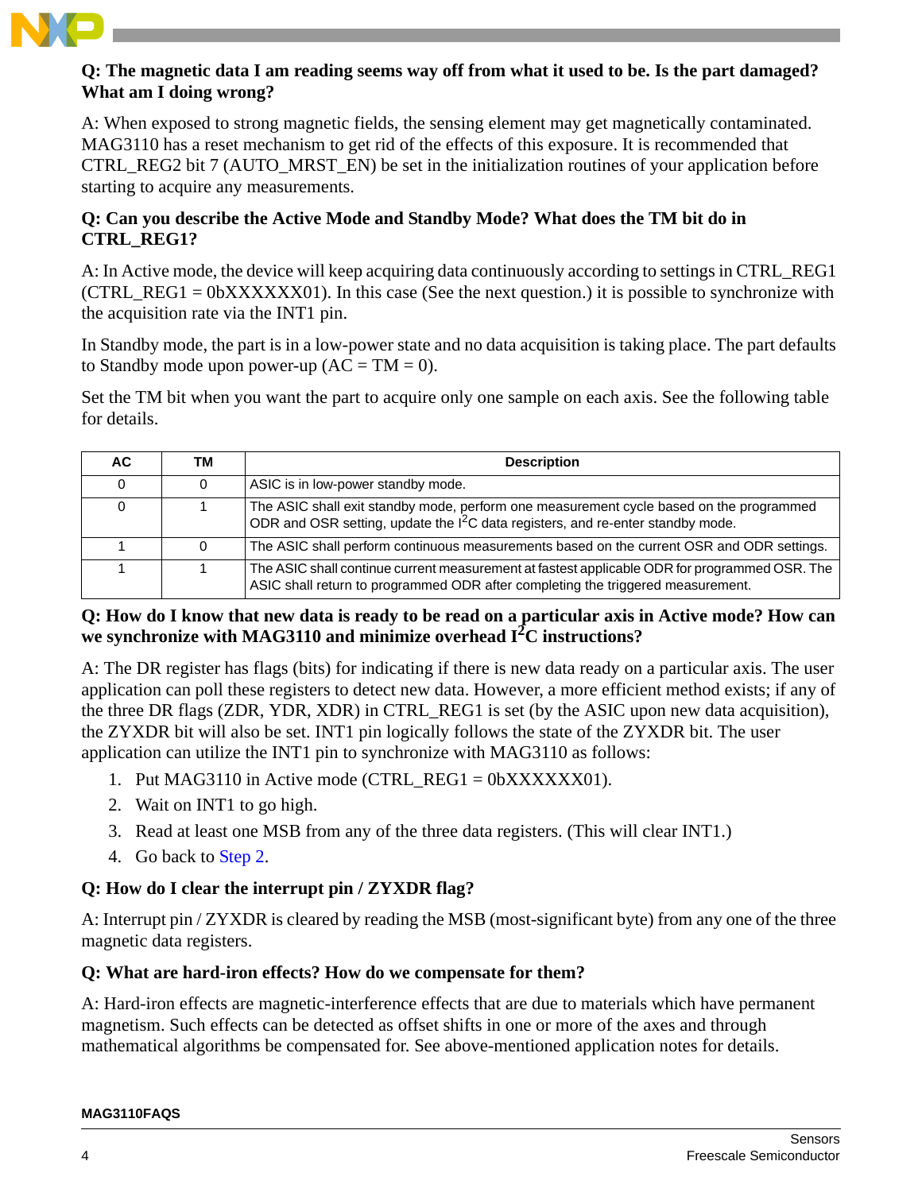**Q: The magnetic data I am reading seems way off from what it used to be. Is the part damaged? What am I doing wrong?**

A: When exposed to strong magnetic fields, the sensing element may get magnetically contaminated. MAG3110 has a reset mechanism to get rid of the effects of this exposure. It is recommended that CTRL_REG2 bit 7 (AUTO_MRST_EN) be set in the initialization routines of your application before starting to acquire any measurements.

**Q: Can you describe the Active Mode and Standby Mode? What does the TM bit do in CTRL_REG1?**

A: In Active mode, the device will keep acquiring data continuously according to settings in CTRL_REG1 (CTRL_REG1 = 0bXXXXXX01). In this case (See the next question.) it is possible to synchronize with the acquisition rate via the INT1 pin.

In Standby mode, the part is in a low-power state and no data acquisition is taking place. The part defaults to Standby mode upon power-up (AC = TM = 0).

Set the TM bit when you want the part to acquire only one sample on each axis. See the following table for details.

| AC | TM | Description |
|---|---|---|
| 0 | 0 | ASIC is in low-power standby mode. |
| 0 | 1 | The ASIC shall exit standby mode, perform one measurement cycle based on the programmed ODR and OSR setting, update the $I^2C$ data registers, and re-enter standby mode. |
| 1 | 0 | The ASIC shall perform continuous measurements based on the current OSR and ODR settings. |
| 1 | 1 | The ASIC shall continue current measurement at fastest applicable ODR for programmed OSR. The ASIC shall return to programmed ODR after completing the triggered measurement. |

**Q: How do I know that new data is ready to be read on a particular axis in Active mode? How can we synchronize with MAG3110 and minimize overhead $I^2C$ instructions?**

A: The DR register has flags (bits) for indicating if there is new data ready on a particular axis. The user application can poll these registers to detect new data. However, a more efficient method exists; if any of the three DR flags (ZDR, YDR, XDR) in CTRL_REG1 is set (by the ASIC upon new data acquisition), the ZYXDR bit will also be set. INT1 pin logically follows the state of the ZYXDR bit. The user application can utilize the INT1 pin to synchronize with MAG3110 as follows:

1. Put MAG3110 in Active mode (CTRL_REG1 = 0bXXXXXX01).
2. Wait on INT1 to go high.
3. Read at least one MSB from any of the three data registers. (This will clear INT1.)
4. Go back to Step 2.

**Q: How do I clear the interrupt pin / ZYXDR flag?**

A: Interrupt pin / ZYXDR is cleared by reading the MSB (most-significant byte) from any one of the three magnetic data registers.

**Q: What are hard-iron effects? How do we compensate for them?**

A: Hard-iron effects are magnetic-interference effects that are due to materials which have permanent magnetism. Such effects can be detected as offset shifts in one or more of the axes and through mathematical algorithms be compensated for. See above-mentioned application notes for details.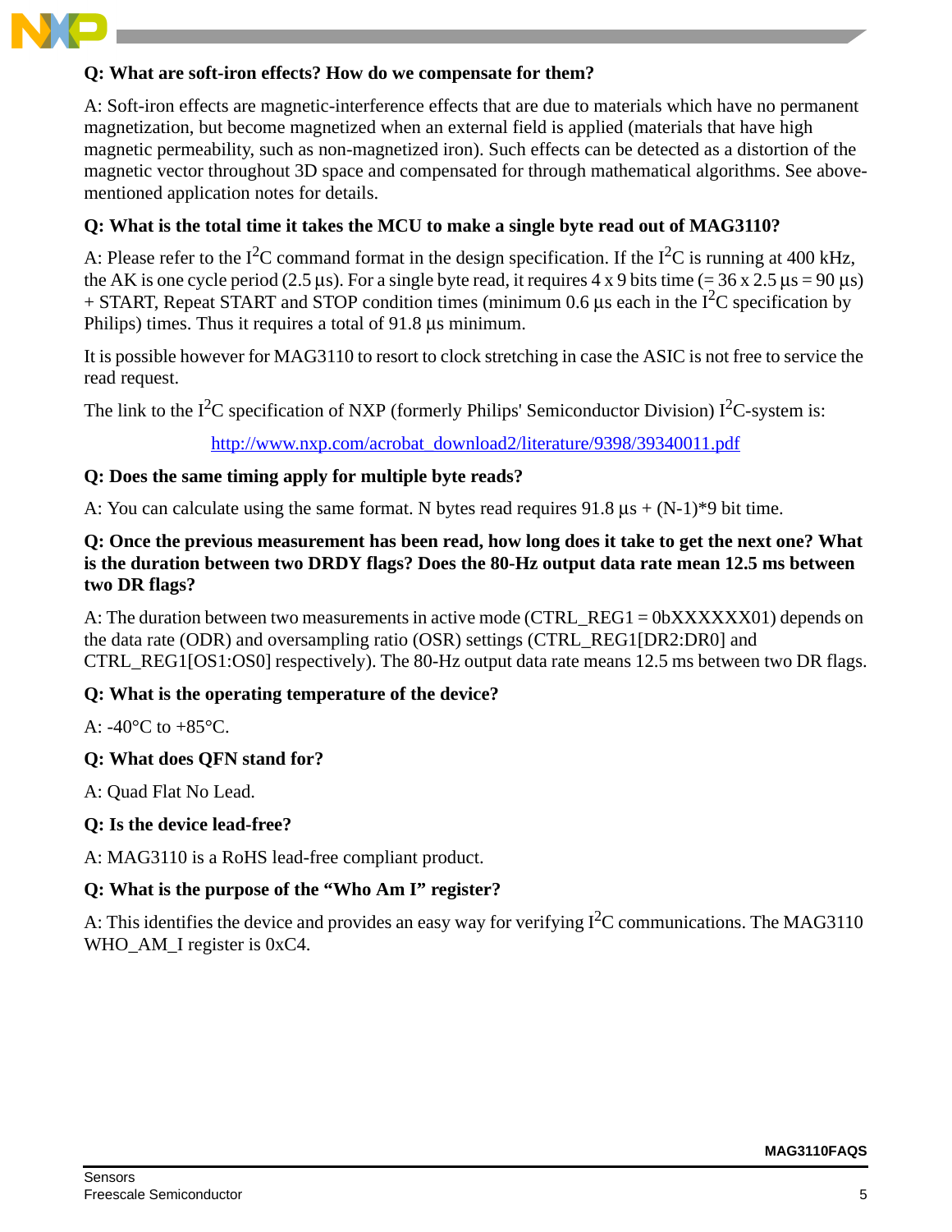**Q: What are soft-iron effects? How do we compensate for them?**

A: Soft-iron effects are magnetic-interference effects that are due to materials which have no permanent magnetization, but become magnetized when an external field is applied (materials that have high magnetic permeability, such as non-magnetized iron). Such effects can be detected as a distortion of the magnetic vector throughout 3D space and compensated for through mathematical algorithms. See above-mentioned application notes for details.

**Q: What is the total time it takes the MCU to make a single byte read out of MAG3110?**

A: Please refer to the $I^2C$ command format in the design specification. If the $I^2C$ is running at 400 kHz, the AK is one cycle period (2.5 µs). For a single byte read, it requires 4 x 9 bits time (= 36 x 2.5 µs = 90 µs) + START, Repeat START and STOP condition times (minimum 0.6 µs each in the $I^2C$ specification by Philips) times. Thus it requires a total of 91.8 µs minimum.

It is possible however for MAG3110 to resort to clock stretching in case the ASIC is not free to service the read request.

The link to the $I^2C$ specification of NXP (formerly Philips' Semiconductor Division) $I^2C$-system is:

http://www.nxp.com/acrobat_download2/literature/9398/39340011.pdf

**Q: Does the same timing apply for multiple byte reads?**

A: You can calculate using the same format. N bytes read requires 91.8 µs + (N-1)*9 bit time.

**Q: Once the previous measurement has been read, how long does it take to get the next one? What is the duration between two DRDY flags? Does the 80-Hz output data rate mean 12.5 ms between two DR flags?**

A: The duration between two measurements in active mode (CTRL_REG1 = 0bXXXXXX01) depends on the data rate (ODR) and oversampling ratio (OSR) settings (CTRL_REG1[DR2:DR0] and CTRL_REG1[OS1:OS0] respectively). The 80-Hz output data rate means 12.5 ms between two DR flags.

**Q: What is the operating temperature of the device?**

A: -40°C to +85°C.

**Q: What does QFN stand for?**

A: Quad Flat No Lead.

**Q: Is the device lead-free?**

A: MAG3110 is a RoHS lead-free compliant product.

**Q: What is the purpose of the "Who Am I" register?**

A: This identifies the device and provides an easy way for verifying $I^2C$ communications. The MAG3110 WHO_AM_I register is 0xC4.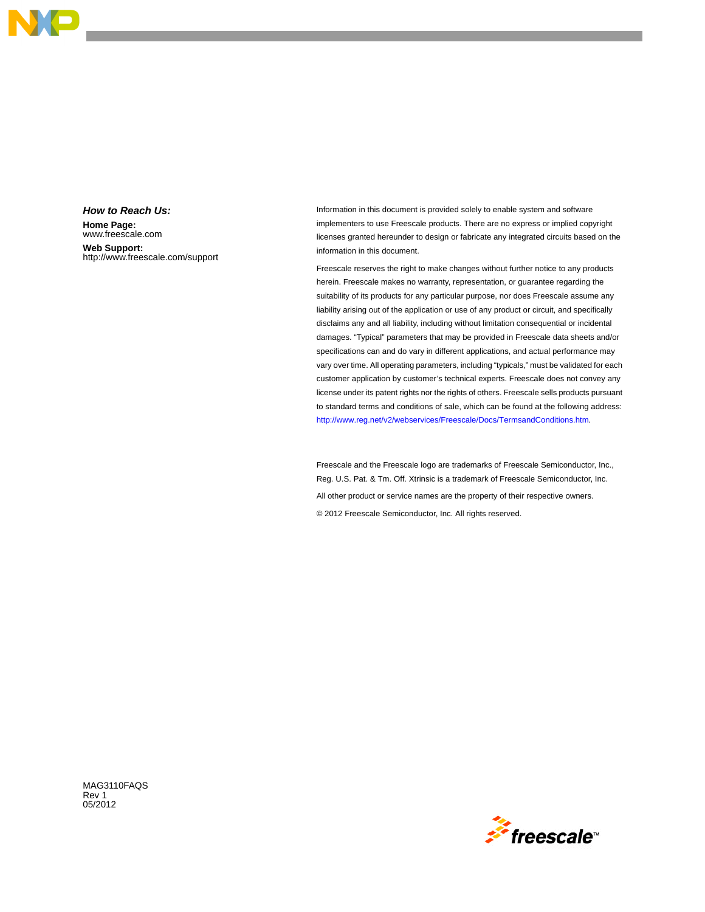***How to Reach Us:***

**Home Page:**
www.freescale.com

**Web Support:**
http://www.freescale.com/support

Information in this document is provided solely to enable system and software implementers to use Freescale products. There are no express or implied copyright licenses granted hereunder to design or fabricate any integrated circuits based on the information in this document.

Freescale reserves the right to make changes without further notice to any products herein. Freescale makes no warranty, representation, or guarantee regarding the suitability of its products for any particular purpose, nor does Freescale assume any liability arising out of the application or use of any product or circuit, and specifically disclaims any and all liability, including without limitation consequential or incidental damages. "Typical" parameters that may be provided in Freescale data sheets and/or specifications can and do vary in different applications, and actual performance may vary over time. All operating parameters, including "typicals," must be validated for each customer application by customer's technical experts. Freescale does not convey any license under its patent rights nor the rights of others. Freescale sells products pursuant to standard terms and conditions of sale, which can be found at the following address: http://www.reg.net/v2/webservices/Freescale/Docs/TermsandConditions.htm.

Freescale and the Freescale logo are trademarks of Freescale Semiconductor, Inc., Reg. U.S. Pat. & Tm. Off. Xtrinsic is a trademark of Freescale Semiconductor, Inc.

All other product or service names are the property of their respective owners.

© 2012 Freescale Semiconductor, Inc. All rights reserved.

MAG3110FAQS
Rev 1
05/2012